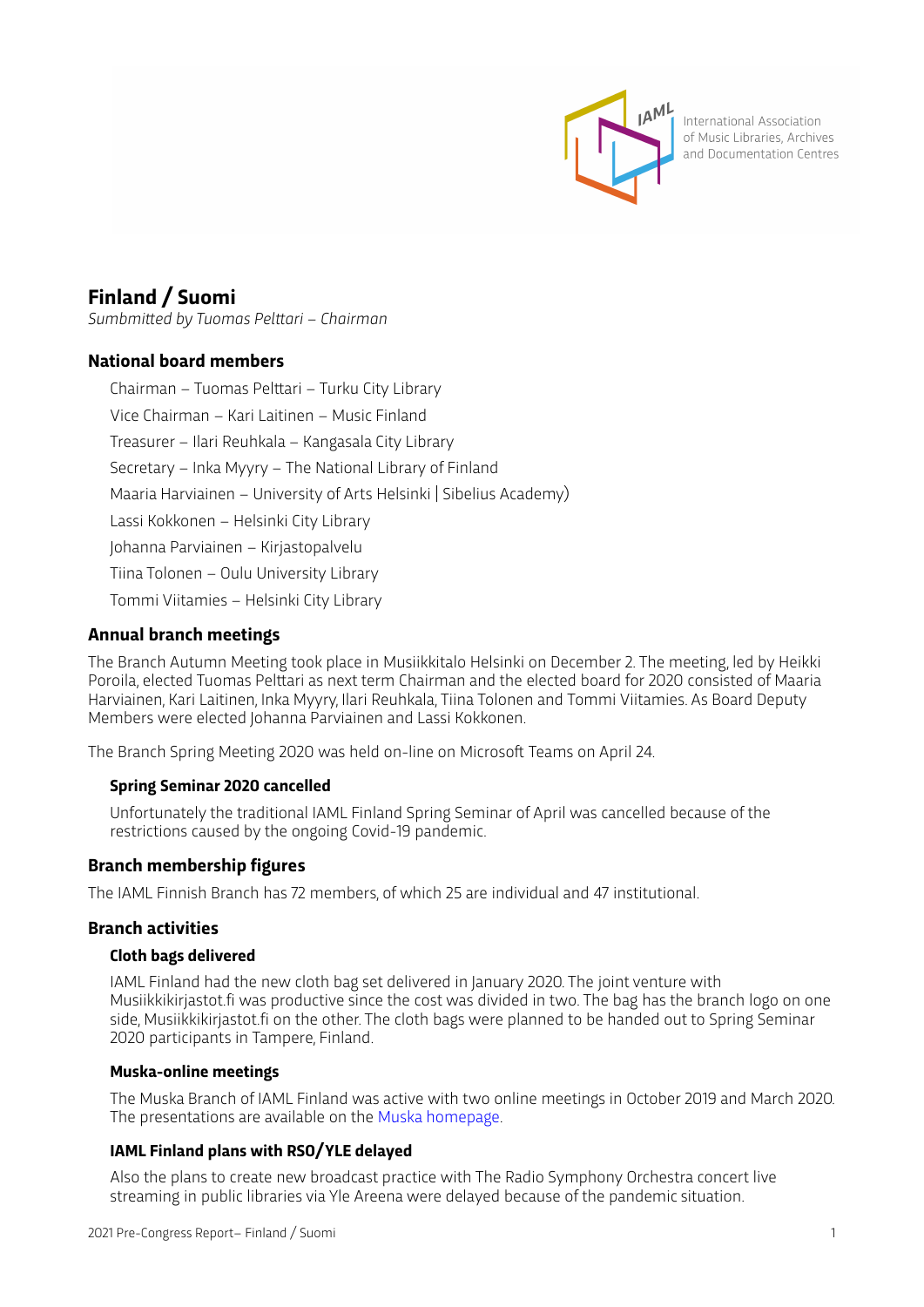International Association of Music Libraries, Archives and Documentation Centres

# Finland / Suomi

*Sumbmitted by Tuomas Pelttari – Chairman*

## National board members

Chairman – Tuomas Pelttari – Turku City Library

Vice Chairman – Kari Laitinen – Music Finland

Treasurer – Ilari Reuhkala – Kangasala City Library

Secretary – Inka Myyry – The National Library of Finland

Maaria Harviainen – University of Arts Helsinki | Sibelius Academy)

Lassi Kokkonen – Helsinki City Library

Johanna Parviainen – Kirjastopalvelu

Tiina Tolonen – Oulu University Library

Tommi Viitamies – Helsinki City Library

## Annual branch meetings

The Branch Autumn Meeting took place in Musiikkitalo Helsinki on December 2. The meeting, led by Heikki Poroila, elected Tuomas Pelttari as next term Chairman and the elected board for 2020 consisted of Maaria Harviainen, Kari Laitinen, Inka Myyry, Ilari Reuhkala, Tiina Tolonen and Tommi Viitamies. As Board Deputy Members were elected Johanna Parviainen and Lassi Kokkonen.

The Branch Spring Meeting 2020 was held on-line on Microsoft Teams on April 24.

### Spring Seminar 2020 cancelled

Unfortunately the traditional IAML Finland Spring Seminar of April was cancelled because of the restrictions caused by the ongoing Covid-19 pandemic.

## Branch membership figures

The IAML Finnish Branch has 72 members, of which 25 are individual and 47 institutional.

## Branch activities

### Cloth bags delivered

IAML Finland had the new cloth bag set delivered in January 2020. The joint venture with Musiikkikirjastot.fi was productive since the cost was divided in two. The bag has the branch logo on one side, Musiikkikirjastot.fi on the other. The cloth bags were planned to be handed out to Spring Seminar 2020 participants in Tampere, Finland.

### Muska-online meetings

The Muska Branch of IAML Finland was active with two online meetings in October 2019 and March 2020. The presentations are available on the Muska homepage.

### IAML Finland plans with RSO/YLE delayed

Also the plans to create new broadcast practice with The Radio Symphony Orchestra concert live streaming in public libraries via Yle Areena were delayed because of the pandemic situation.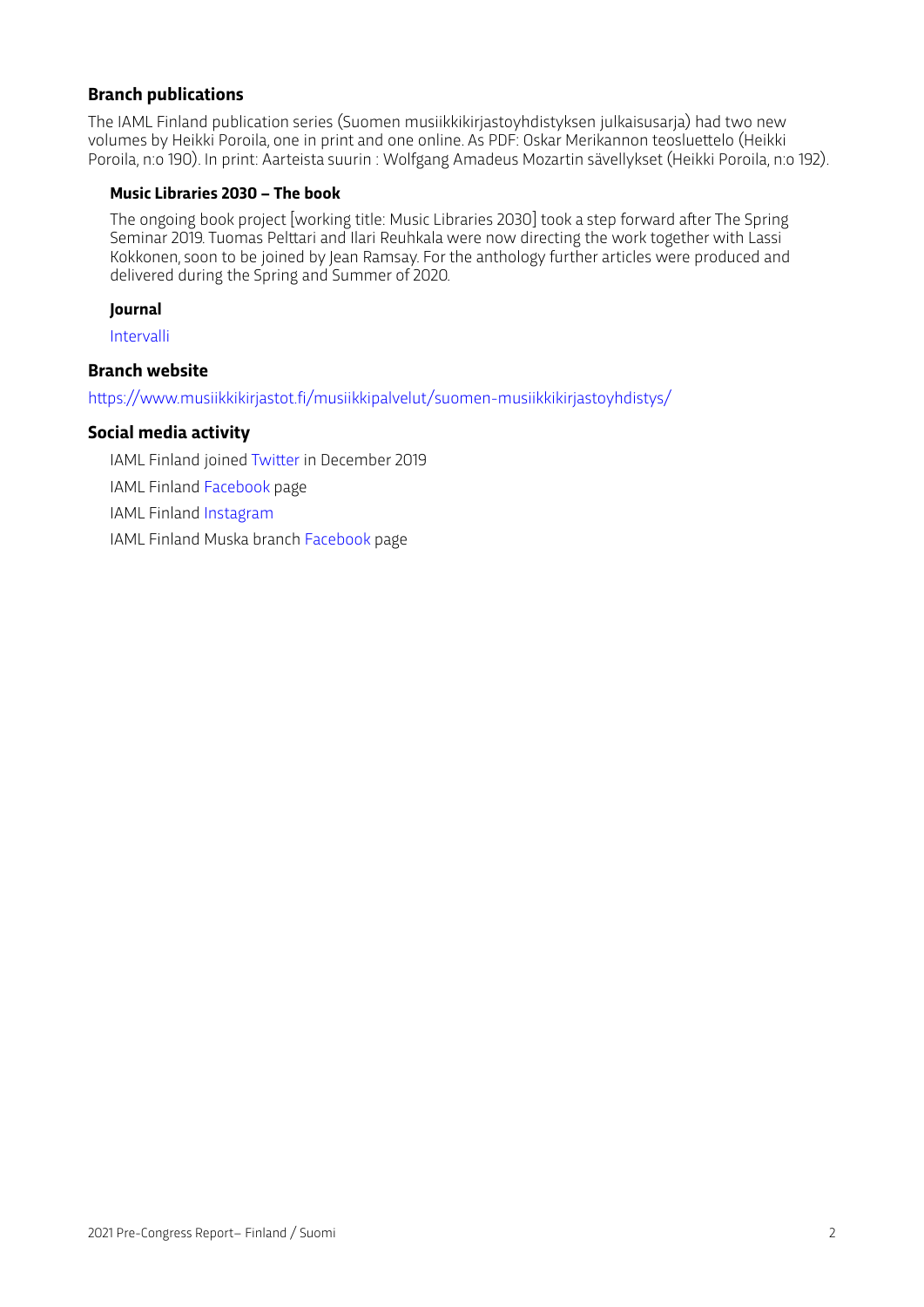## Branch publications

The IAML Finland publication series (Suomen musiikkikirjastoyhdistyksen julkaisusarja) had two new volumes by Heikki Poroila, one in print and one online. As PDF: Oskar Merikannon teosluettelo (Heikki Poroila, n:o 190). In print: Aarteista suurin : Wolfgang Amadeus Mozartin sävellykset (Heikki Poroila, n:o 192).

### Music Libraries 2030 – The book

The ongoing book project [working title: Music Libraries 2030] took a step forward after The Spring Seminar 2019. Tuomas Pelttari and Ilari Reuhkala were now directing the work together with Lassi Kokkonen, soon to be joined by Jean Ramsay. For the anthology further articles were produced and delivered during the Spring and Summer of 2020.

### Journal

Intervalli

## Branch website

https://www.musiikkikirjastot.fi/musiikkipalvelut/suomen-musiikkikirjastoyhdistys/

## Social media activity

IAML Finland joined Twitter in December 2019

IAML Finland Facebook page

IAML Finland Instagram

IAML Finland Muska branch Facebook page